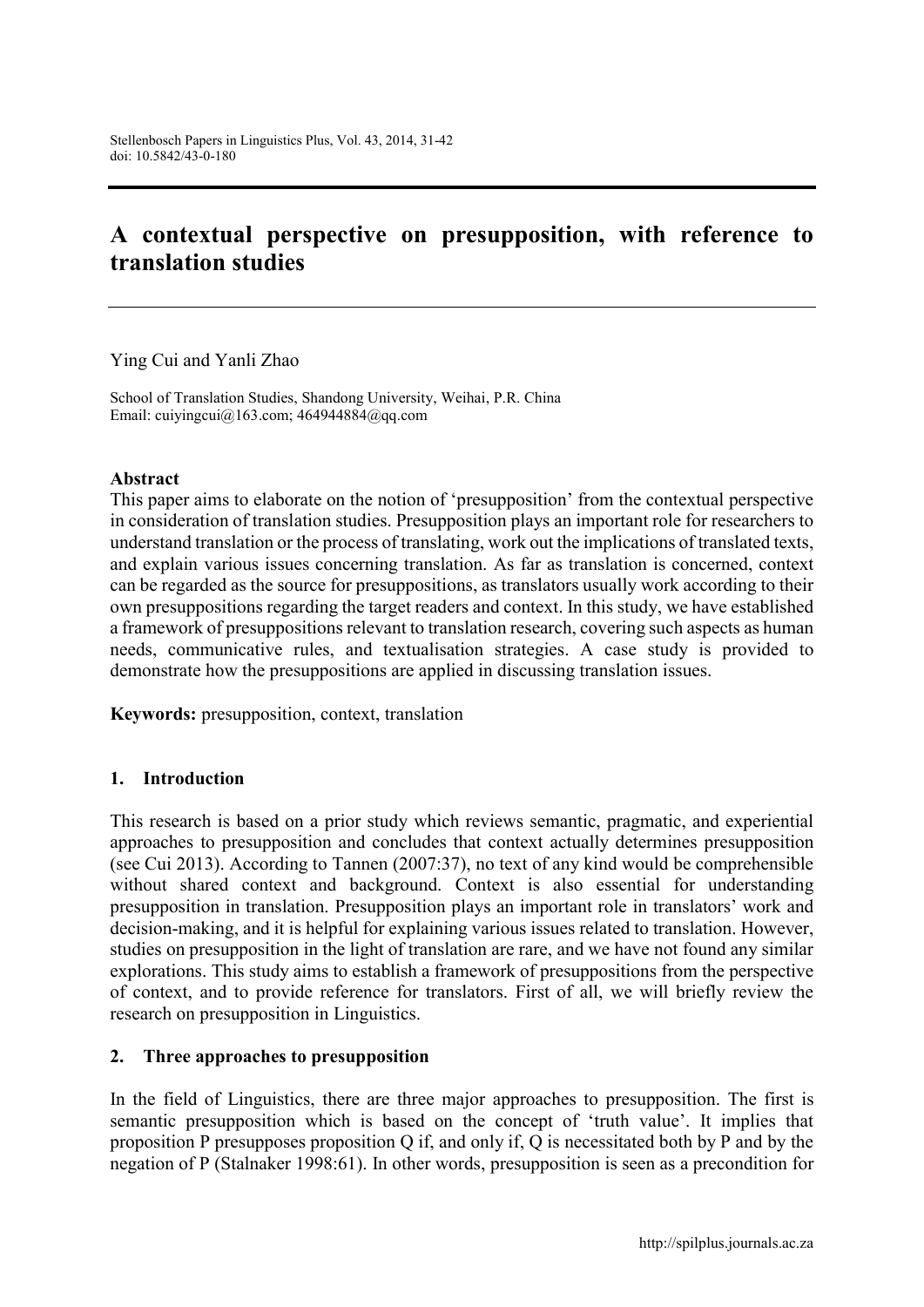# A contextual perspective on presupposition, with reference to translation studies

Ying Cui and Yanli Zhao

School of Translation Studies, Shandong University, Weihai, P.R. China
Email: cuiyingcui@163.com; 464944884@qq.com

### Abstract

This paper aims to elaborate on the notion of 'presupposition' from the contextual perspective in consideration of translation studies. Presupposition plays an important role for researchers to understand translation or the process of translating, work out the implications of translated texts, and explain various issues concerning translation. As far as translation is concerned, context can be regarded as the source for presuppositions, as translators usually work according to their own presuppositions regarding the target readers and context. In this study, we have established a framework of presuppositions relevant to translation research, covering such aspects as human needs, communicative rules, and textualisation strategies. A case study is provided to demonstrate how the presuppositions are applied in discussing translation issues.

**Keywords:** presupposition, context, translation

## 1. Introduction

This research is based on a prior study which reviews semantic, pragmatic, and experiential approaches to presupposition and concludes that context actually determines presupposition (see Cui 2013). According to Tannen (2007:37), no text of any kind would be comprehensible without shared context and background. Context is also essential for understanding presupposition in translation. Presupposition plays an important role in translators' work and decision-making, and it is helpful for explaining various issues related to translation. However, studies on presupposition in the light of translation are rare, and we have not found any similar explorations. This study aims to establish a framework of presuppositions from the perspective of context, and to provide reference for translators. First of all, we will briefly review the research on presupposition in Linguistics.

## 2. Three approaches to presupposition

In the field of Linguistics, there are three major approaches to presupposition. The first is semantic presupposition which is based on the concept of 'truth value'. It implies that proposition P presupposes proposition Q if, and only if, Q is necessitated both by P and by the negation of P (Stalnaker 1998:61). In other words, presupposition is seen as a precondition for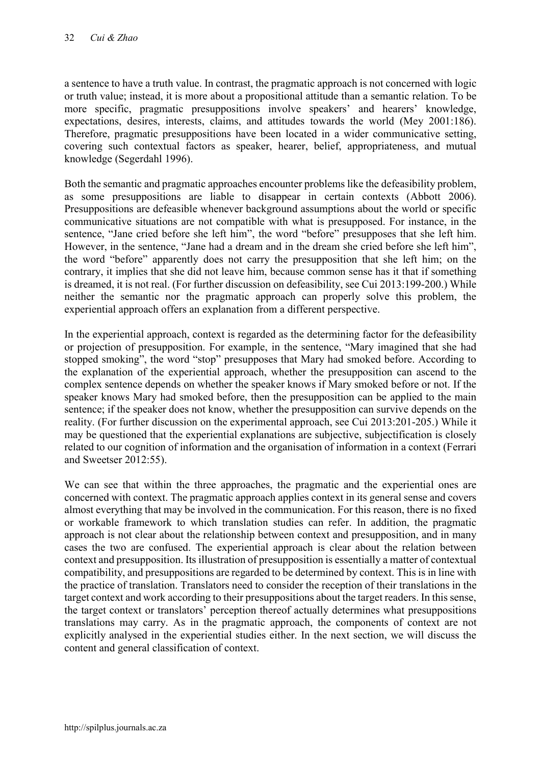a sentence to have a truth value. In contrast, the pragmatic approach is not concerned with logic or truth value; instead, it is more about a propositional attitude than a semantic relation. To be more specific, pragmatic presuppositions involve speakers' and hearers' knowledge, expectations, desires, interests, claims, and attitudes towards the world (Mey 2001:186). Therefore, pragmatic presuppositions have been located in a wider communicative setting, covering such contextual factors as speaker, hearer, belief, appropriateness, and mutual knowledge (Segerdahl 1996).

Both the semantic and pragmatic approaches encounter problems like the defeasibility problem, as some presuppositions are liable to disappear in certain contexts (Abbott 2006). Presuppositions are defeasible whenever background assumptions about the world or specific communicative situations are not compatible with what is presupposed. For instance, in the sentence, "Jane cried before she left him", the word "before" presupposes that she left him. However, in the sentence, "Jane had a dream and in the dream she cried before she left him", the word "before" apparently does not carry the presupposition that she left him; on the contrary, it implies that she did not leave him, because common sense has it that if something is dreamed, it is not real. (For further discussion on defeasibility, see Cui 2013:199-200.) While neither the semantic nor the pragmatic approach can properly solve this problem, the experiential approach offers an explanation from a different perspective.

In the experiential approach, context is regarded as the determining factor for the defeasibility or projection of presupposition. For example, in the sentence, "Mary imagined that she had stopped smoking", the word "stop" presupposes that Mary had smoked before. According to the explanation of the experiential approach, whether the presupposition can ascend to the complex sentence depends on whether the speaker knows if Mary smoked before or not. If the speaker knows Mary had smoked before, then the presupposition can be applied to the main sentence; if the speaker does not know, whether the presupposition can survive depends on the reality. (For further discussion on the experimental approach, see Cui 2013:201-205.) While it may be questioned that the experiential explanations are subjective, subjectification is closely related to our cognition of information and the organisation of information in a context (Ferrari and Sweetser 2012:55).

We can see that within the three approaches, the pragmatic and the experiential ones are concerned with context. The pragmatic approach applies context in its general sense and covers almost everything that may be involved in the communication. For this reason, there is no fixed or workable framework to which translation studies can refer. In addition, the pragmatic approach is not clear about the relationship between context and presupposition, and in many cases the two are confused. The experiential approach is clear about the relation between context and presupposition. Its illustration of presupposition is essentially a matter of contextual compatibility, and presuppositions are regarded to be determined by context. This is in line with the practice of translation. Translators need to consider the reception of their translations in the target context and work according to their presuppositions about the target readers. In this sense, the target context or translators' perception thereof actually determines what presuppositions translations may carry. As in the pragmatic approach, the components of context are not explicitly analysed in the experiential studies either. In the next section, we will discuss the content and general classification of context.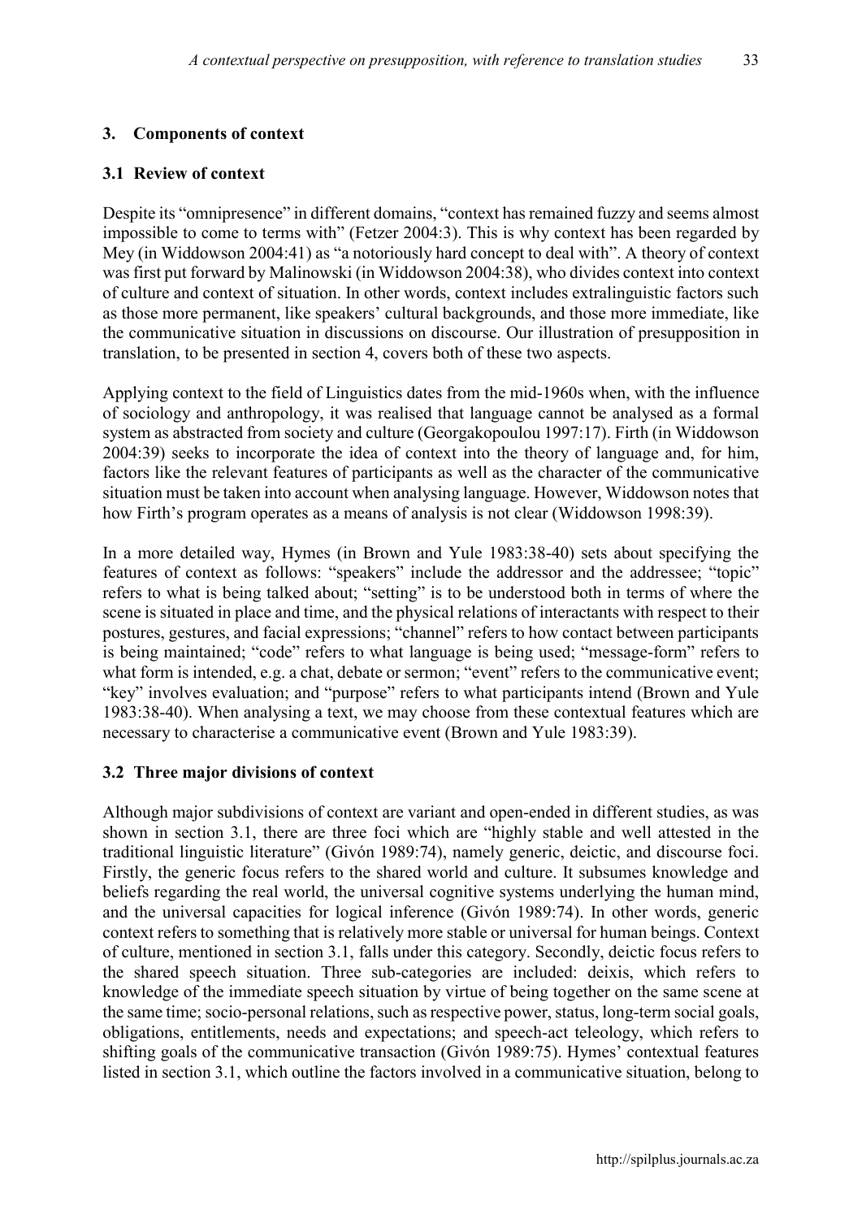## 3. Components of context

### 3.1 Review of context

Despite its "omnipresence" in different domains, "context has remained fuzzy and seems almost impossible to come to terms with" (Fetzer 2004:3). This is why context has been regarded by Mey (in Widdowson 2004:41) as "a notoriously hard concept to deal with". A theory of context was first put forward by Malinowski (in Widdowson 2004:38), who divides context into context of culture and context of situation. In other words, context includes extralinguistic factors such as those more permanent, like speakers' cultural backgrounds, and those more immediate, like the communicative situation in discussions on discourse. Our illustration of presupposition in translation, to be presented in section 4, covers both of these two aspects.

Applying context to the field of Linguistics dates from the mid-1960s when, with the influence of sociology and anthropology, it was realised that language cannot be analysed as a formal system as abstracted from society and culture (Georgakopoulou 1997:17). Firth (in Widdowson 2004:39) seeks to incorporate the idea of context into the theory of language and, for him, factors like the relevant features of participants as well as the character of the communicative situation must be taken into account when analysing language. However, Widdowson notes that how Firth's program operates as a means of analysis is not clear (Widdowson 1998:39).

In a more detailed way, Hymes (in Brown and Yule 1983:38-40) sets about specifying the features of context as follows: "speakers" include the addressor and the addressee; "topic" refers to what is being talked about; "setting" is to be understood both in terms of where the scene is situated in place and time, and the physical relations of interactants with respect to their postures, gestures, and facial expressions; "channel" refers to how contact between participants is being maintained; "code" refers to what language is being used; "message-form" refers to what form is intended, e.g. a chat, debate or sermon; "event" refers to the communicative event; "key" involves evaluation; and "purpose" refers to what participants intend (Brown and Yule 1983:38-40). When analysing a text, we may choose from these contextual features which are necessary to characterise a communicative event (Brown and Yule 1983:39).

### 3.2 Three major divisions of context

Although major subdivisions of context are variant and open-ended in different studies, as was shown in section 3.1, there are three foci which are "highly stable and well attested in the traditional linguistic literature" (Givón 1989:74), namely generic, deictic, and discourse foci. Firstly, the generic focus refers to the shared world and culture. It subsumes knowledge and beliefs regarding the real world, the universal cognitive systems underlying the human mind, and the universal capacities for logical inference (Givón 1989:74). In other words, generic context refers to something that is relatively more stable or universal for human beings. Context of culture, mentioned in section 3.1, falls under this category. Secondly, deictic focus refers to the shared speech situation. Three sub-categories are included: deixis, which refers to knowledge of the immediate speech situation by virtue of being together on the same scene at the same time; socio-personal relations, such as respective power, status, long-term social goals, obligations, entitlements, needs and expectations; and speech-act teleology, which refers to shifting goals of the communicative transaction (Givón 1989:75). Hymes' contextual features listed in section 3.1, which outline the factors involved in a communicative situation, belong to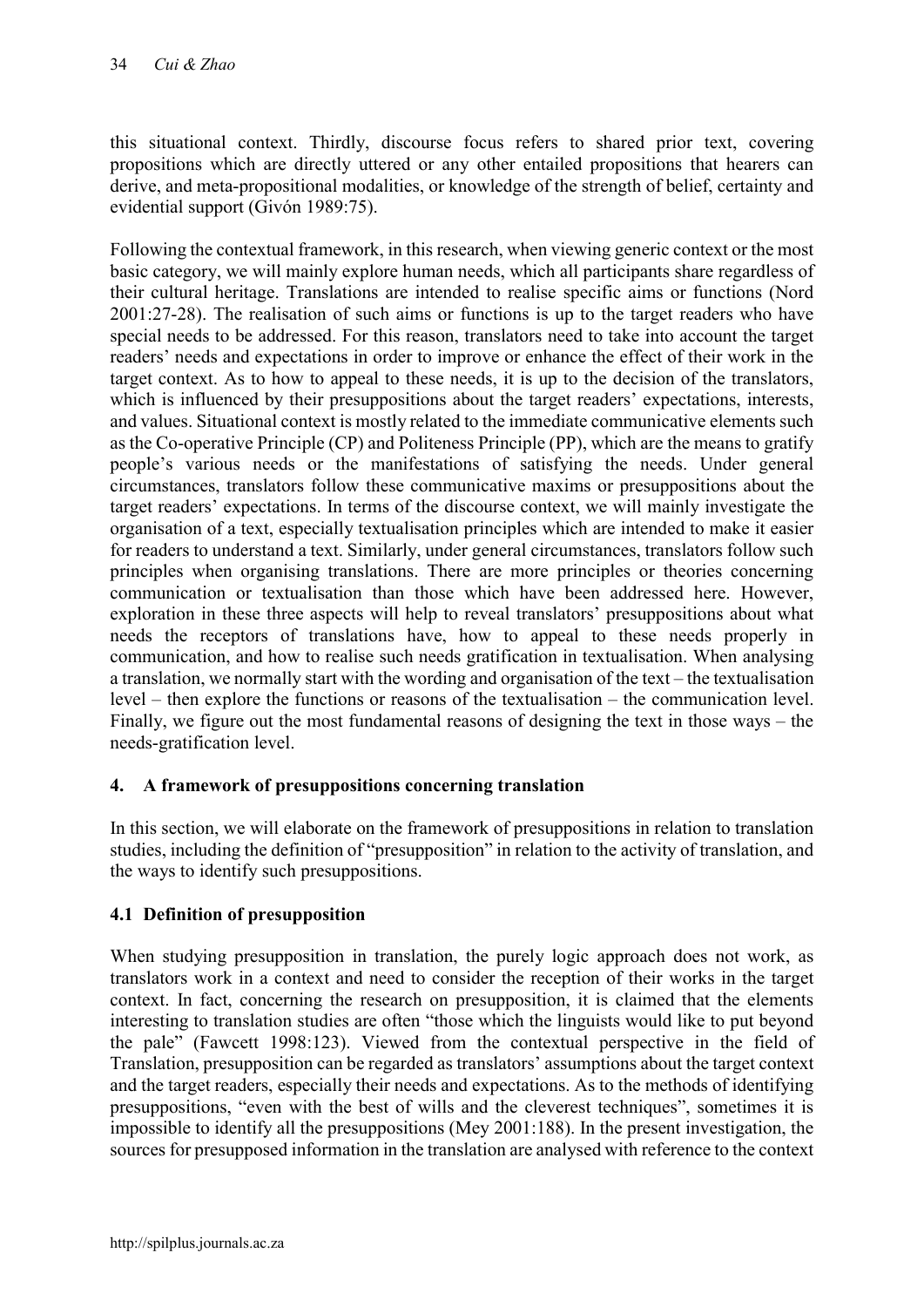this situational context. Thirdly, discourse focus refers to shared prior text, covering propositions which are directly uttered or any other entailed propositions that hearers can derive, and meta-propositional modalities, or knowledge of the strength of belief, certainty and evidential support (Givón 1989:75).

Following the contextual framework, in this research, when viewing generic context or the most basic category, we will mainly explore human needs, which all participants share regardless of their cultural heritage. Translations are intended to realise specific aims or functions (Nord 2001:27-28). The realisation of such aims or functions is up to the target readers who have special needs to be addressed. For this reason, translators need to take into account the target readers' needs and expectations in order to improve or enhance the effect of their work in the target context. As to how to appeal to these needs, it is up to the decision of the translators, which is influenced by their presuppositions about the target readers' expectations, interests, and values. Situational context is mostly related to the immediate communicative elements such as the Co-operative Principle (CP) and Politeness Principle (PP), which are the means to gratify people's various needs or the manifestations of satisfying the needs. Under general circumstances, translators follow these communicative maxims or presuppositions about the target readers' expectations. In terms of the discourse context, we will mainly investigate the organisation of a text, especially textualisation principles which are intended to make it easier for readers to understand a text. Similarly, under general circumstances, translators follow such principles when organising translations. There are more principles or theories concerning communication or textualisation than those which have been addressed here. However, exploration in these three aspects will help to reveal translators' presuppositions about what needs the receptors of translations have, how to appeal to these needs properly in communication, and how to realise such needs gratification in textualisation. When analysing a translation, we normally start with the wording and organisation of the text – the textualisation level – then explore the functions or reasons of the textualisation – the communication level. Finally, we figure out the most fundamental reasons of designing the text in those ways – the needs-gratification level.

## 4. A framework of presuppositions concerning translation

In this section, we will elaborate on the framework of presuppositions in relation to translation studies, including the definition of "presupposition" in relation to the activity of translation, and the ways to identify such presuppositions.

### 4.1 Definition of presupposition

When studying presupposition in translation, the purely logic approach does not work, as translators work in a context and need to consider the reception of their works in the target context. In fact, concerning the research on presupposition, it is claimed that the elements interesting to translation studies are often "those which the linguists would like to put beyond the pale" (Fawcett 1998:123). Viewed from the contextual perspective in the field of Translation, presupposition can be regarded as translators' assumptions about the target context and the target readers, especially their needs and expectations. As to the methods of identifying presuppositions, "even with the best of wills and the cleverest techniques", sometimes it is impossible to identify all the presuppositions (Mey 2001:188). In the present investigation, the sources for presupposed information in the translation are analysed with reference to the context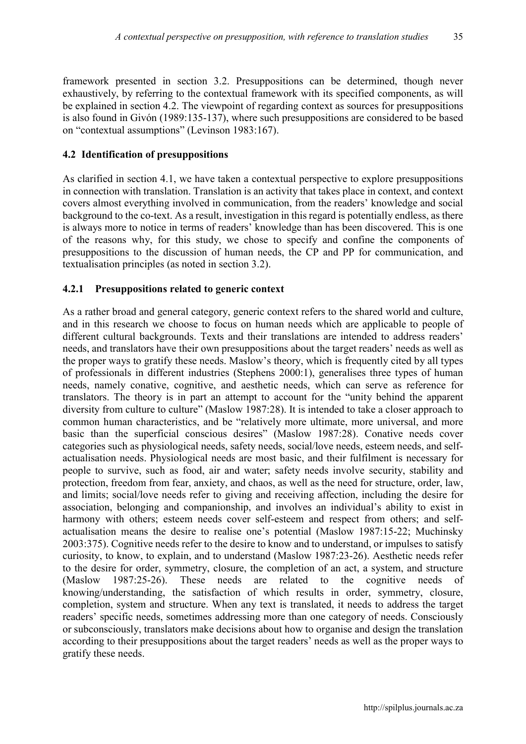framework presented in section 3.2. Presuppositions can be determined, though never exhaustively, by referring to the contextual framework with its specified components, as will be explained in section 4.2. The viewpoint of regarding context as sources for presuppositions is also found in Givón (1989:135-137), where such presuppositions are considered to be based on "contextual assumptions" (Levinson 1983:167).

### 4.2 Identification of presuppositions

As clarified in section 4.1, we have taken a contextual perspective to explore presuppositions in connection with translation. Translation is an activity that takes place in context, and context covers almost everything involved in communication, from the readers' knowledge and social background to the co-text. As a result, investigation in this regard is potentially endless, as there is always more to notice in terms of readers' knowledge than has been discovered. This is one of the reasons why, for this study, we chose to specify and confine the components of presuppositions to the discussion of human needs, the CP and PP for communication, and textualisation principles (as noted in section 3.2).

#### 4.2.1 Presuppositions related to generic context

As a rather broad and general category, generic context refers to the shared world and culture, and in this research we choose to focus on human needs which are applicable to people of different cultural backgrounds. Texts and their translations are intended to address readers' needs, and translators have their own presuppositions about the target readers' needs as well as the proper ways to gratify these needs. Maslow's theory, which is frequently cited by all types of professionals in different industries (Stephens 2000:1), generalises three types of human needs, namely conative, cognitive, and aesthetic needs, which can serve as reference for translators. The theory is in part an attempt to account for the "unity behind the apparent diversity from culture to culture" (Maslow 1987:28). It is intended to take a closer approach to common human characteristics, and be "relatively more ultimate, more universal, and more basic than the superficial conscious desires" (Maslow 1987:28). Conative needs cover categories such as physiological needs, safety needs, social/love needs, esteem needs, and self-actualisation needs. Physiological needs are most basic, and their fulfilment is necessary for people to survive, such as food, air and water; safety needs involve security, stability and protection, freedom from fear, anxiety, and chaos, as well as the need for structure, order, law, and limits; social/love needs refer to giving and receiving affection, including the desire for association, belonging and companionship, and involves an individual's ability to exist in harmony with others; esteem needs cover self-esteem and respect from others; and self-actualisation means the desire to realise one's potential (Maslow 1987:15-22; Muchinsky 2003:375). Cognitive needs refer to the desire to know and to understand, or impulses to satisfy curiosity, to know, to explain, and to understand (Maslow 1987:23-26). Aesthetic needs refer to the desire for order, symmetry, closure, the completion of an act, a system, and structure (Maslow 1987:25-26). These needs are related to the cognitive needs of knowing/understanding, the satisfaction of which results in order, symmetry, closure, completion, system and structure. When any text is translated, it needs to address the target readers' specific needs, sometimes addressing more than one category of needs. Consciously or subconsciously, translators make decisions about how to organise and design the translation according to their presuppositions about the target readers' needs as well as the proper ways to gratify these needs.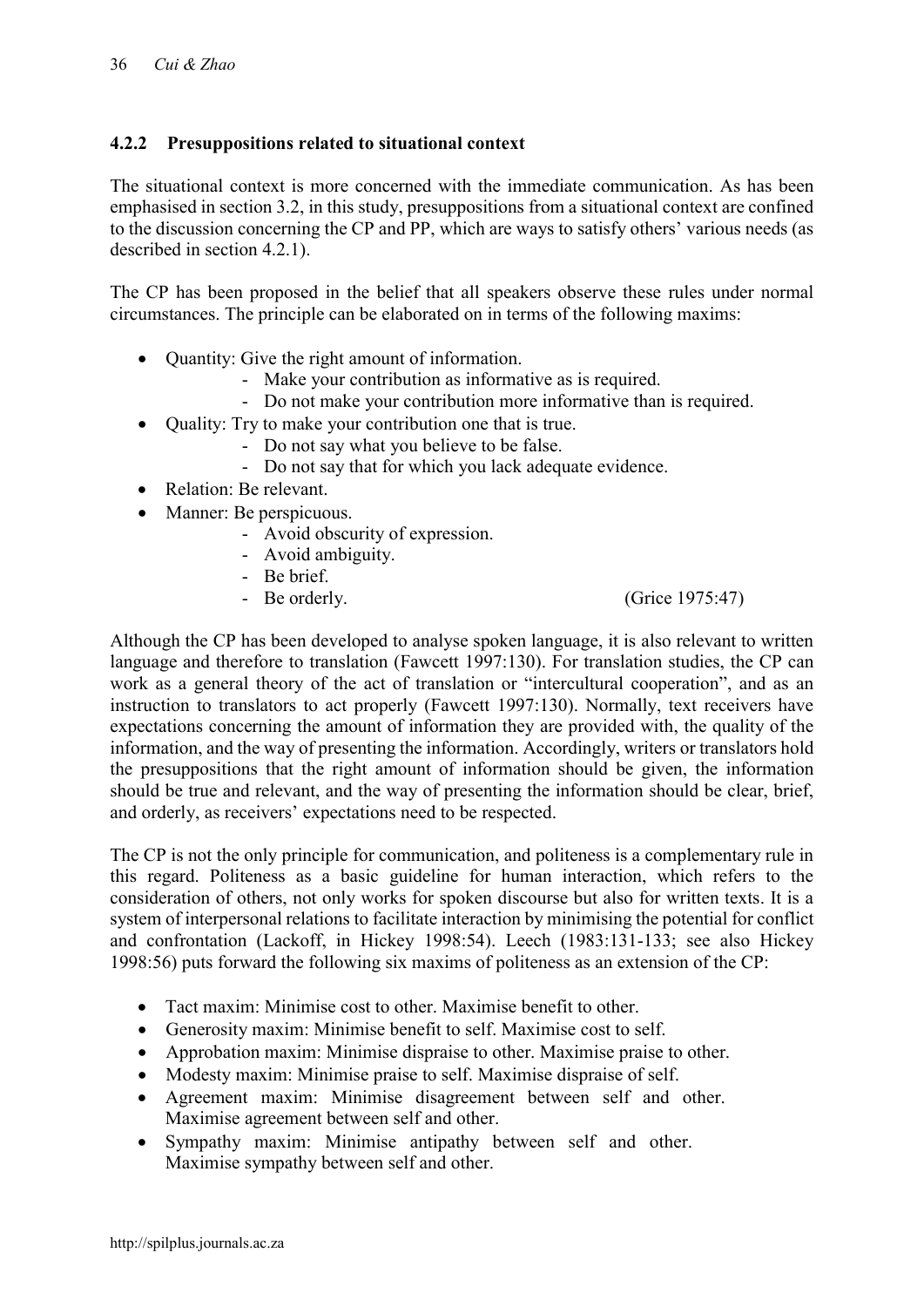### 4.2.2 Presuppositions related to situational context

The situational context is more concerned with the immediate communication. As has been emphasised in section 3.2, in this study, presuppositions from a situational context are confined to the discussion concerning the CP and PP, which are ways to satisfy others' various needs (as described in section 4.2.1).

The CP has been proposed in the belief that all speakers observe these rules under normal circumstances. The principle can be elaborated on in terms of the following maxims:

- Quantity: Give the right amount of information.
  - Make your contribution as informative as is required.
  - Do not make your contribution more informative than is required.
- Quality: Try to make your contribution one that is true.
  - Do not say what you believe to be false.
  - Do not say that for which you lack adequate evidence.
- Relation: Be relevant.
- Manner: Be perspicuous.
  - Avoid obscurity of expression.
  - Avoid ambiguity.
  - Be brief.
  - Be orderly. (Grice 1975:47)

Although the CP has been developed to analyse spoken language, it is also relevant to written language and therefore to translation (Fawcett 1997:130). For translation studies, the CP can work as a general theory of the act of translation or "intercultural cooperation", and as an instruction to translators to act properly (Fawcett 1997:130). Normally, text receivers have expectations concerning the amount of information they are provided with, the quality of the information, and the way of presenting the information. Accordingly, writers or translators hold the presuppositions that the right amount of information should be given, the information should be true and relevant, and the way of presenting the information should be clear, brief, and orderly, as receivers' expectations need to be respected.

The CP is not the only principle for communication, and politeness is a complementary rule in this regard. Politeness as a basic guideline for human interaction, which refers to the consideration of others, not only works for spoken discourse but also for written texts. It is a system of interpersonal relations to facilitate interaction by minimising the potential for conflict and confrontation (Lackoff, in Hickey 1998:54). Leech (1983:131-133; see also Hickey 1998:56) puts forward the following six maxims of politeness as an extension of the CP:

- Tact maxim: Minimise cost to other. Maximise benefit to other.
- Generosity maxim: Minimise benefit to self. Maximise cost to self.
- Approbation maxim: Minimise dispraise to other. Maximise praise to other.
- Modesty maxim: Minimise praise to self. Maximise dispraise of self.
- Agreement maxim: Minimise disagreement between self and other. Maximise agreement between self and other.
- Sympathy maxim: Minimise antipathy between self and other. Maximise sympathy between self and other.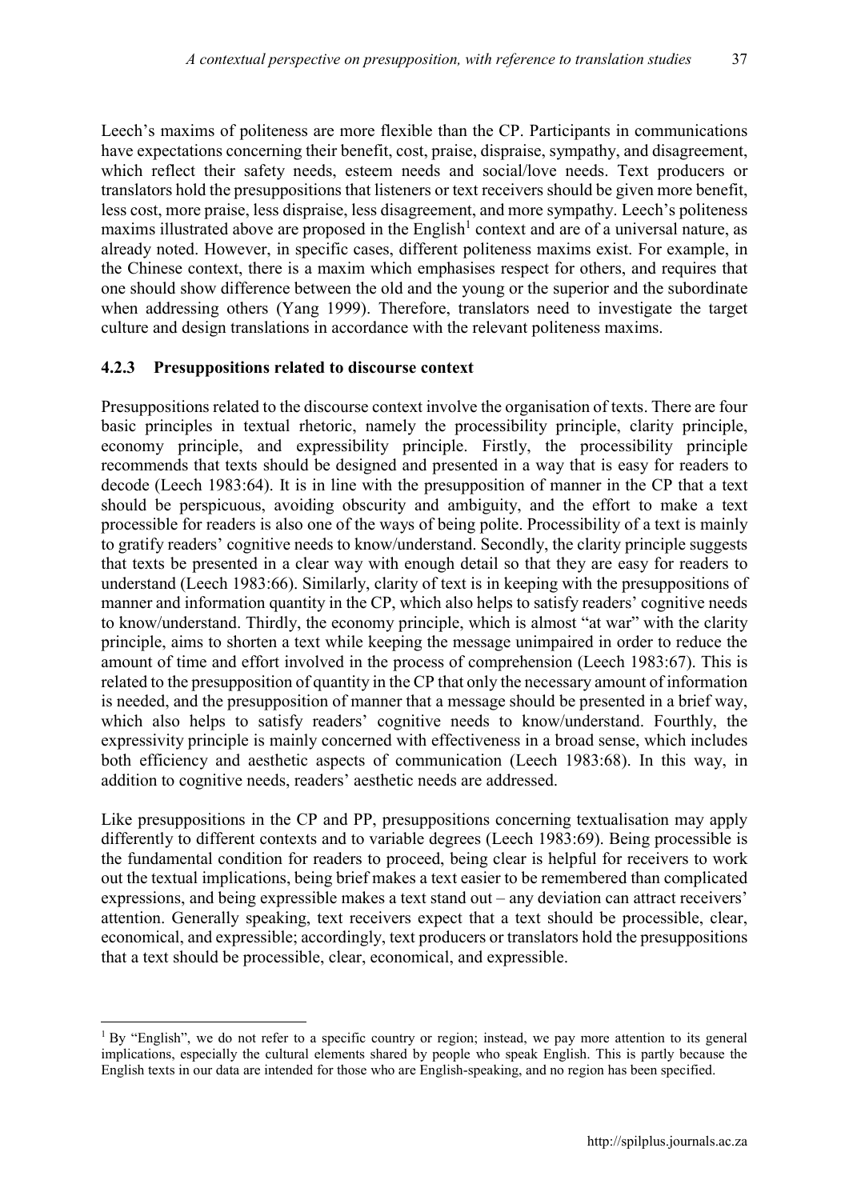Leech's maxims of politeness are more flexible than the CP. Participants in communications have expectations concerning their benefit, cost, praise, dispraise, sympathy, and disagreement, which reflect their safety needs, esteem needs and social/love needs. Text producers or translators hold the presuppositions that listeners or text receivers should be given more benefit, less cost, more praise, less dispraise, less disagreement, and more sympathy. Leech's politeness maxims illustrated above are proposed in the English[1] context and are of a universal nature, as already noted. However, in specific cases, different politeness maxims exist. For example, in the Chinese context, there is a maxim which emphasises respect for others, and requires that one should show difference between the old and the young or the superior and the subordinate when addressing others (Yang 1999). Therefore, translators need to investigate the target culture and design translations in accordance with the relevant politeness maxims.

### 4.2.3 Presuppositions related to discourse context

Presuppositions related to the discourse context involve the organisation of texts. There are four basic principles in textual rhetoric, namely the processibility principle, clarity principle, economy principle, and expressibility principle. Firstly, the processibility principle recommends that texts should be designed and presented in a way that is easy for readers to decode (Leech 1983:64). It is in line with the presupposition of manner in the CP that a text should be perspicuous, avoiding obscurity and ambiguity, and the effort to make a text processible for readers is also one of the ways of being polite. Processibility of a text is mainly to gratify readers' cognitive needs to know/understand. Secondly, the clarity principle suggests that texts be presented in a clear way with enough detail so that they are easy for readers to understand (Leech 1983:66). Similarly, clarity of text is in keeping with the presuppositions of manner and information quantity in the CP, which also helps to satisfy readers' cognitive needs to know/understand. Thirdly, the economy principle, which is almost "at war" with the clarity principle, aims to shorten a text while keeping the message unimpaired in order to reduce the amount of time and effort involved in the process of comprehension (Leech 1983:67). This is related to the presupposition of quantity in the CP that only the necessary amount of information is needed, and the presupposition of manner that a message should be presented in a brief way, which also helps to satisfy readers' cognitive needs to know/understand. Fourthly, the expressivity principle is mainly concerned with effectiveness in a broad sense, which includes both efficiency and aesthetic aspects of communication (Leech 1983:68). In this way, in addition to cognitive needs, readers' aesthetic needs are addressed.

Like presuppositions in the CP and PP, presuppositions concerning textualisation may apply differently to different contexts and to variable degrees (Leech 1983:69). Being processible is the fundamental condition for readers to proceed, being clear is helpful for receivers to work out the textual implications, being brief makes a text easier to be remembered than complicated expressions, and being expressible makes a text stand out – any deviation can attract receivers' attention. Generally speaking, text receivers expect that a text should be processible, clear, economical, and expressible; accordingly, text producers or translators hold the presuppositions that a text should be processible, clear, economical, and expressible.

---

[1] By "English", we do not refer to a specific country or region; instead, we pay more attention to its general implications, especially the cultural elements shared by people who speak English. This is partly because the English texts in our data are intended for those who are English-speaking, and no region has been specified.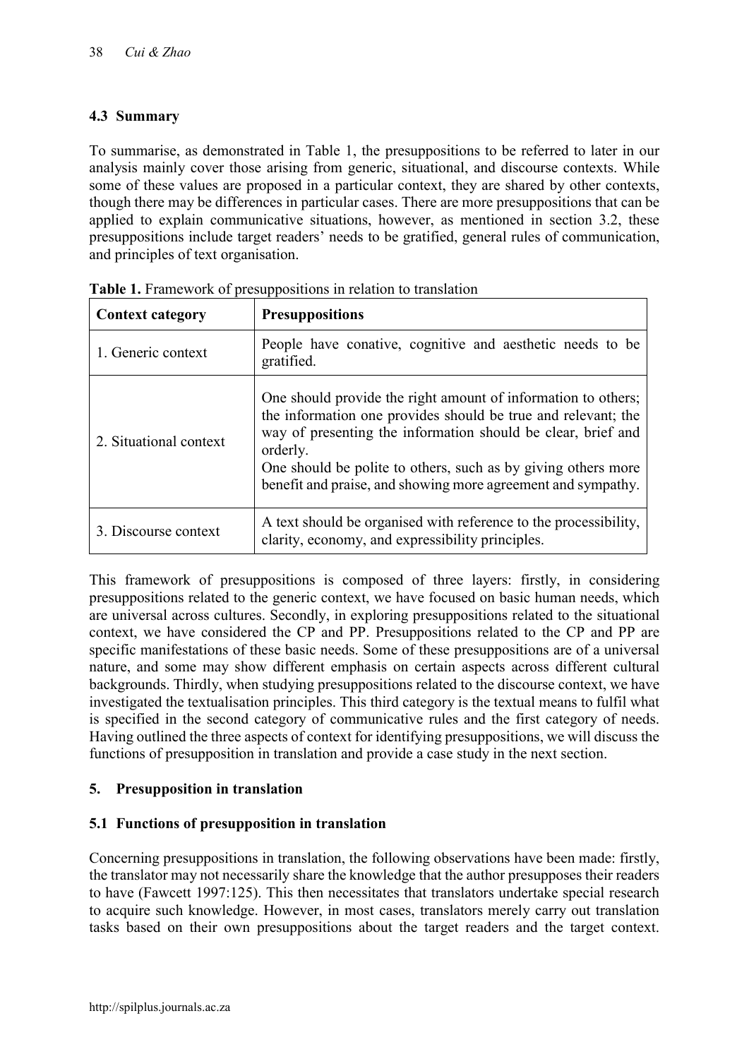### 4.3 Summary

To summarise, as demonstrated in Table 1, the presuppositions to be referred to later in our analysis mainly cover those arising from generic, situational, and discourse contexts. While some of these values are proposed in a particular context, they are shared by other contexts, though there may be differences in particular cases. There are more presuppositions that can be applied to explain communicative situations, however, as mentioned in section 3.2, these presuppositions include target readers' needs to be gratified, general rules of communication, and principles of text organisation.

**Table 1.** Framework of presuppositions in relation to translation

| Context category | Presuppositions |
|---|---|
| 1. Generic context | People have conative, cognitive and aesthetic needs to be gratified. |
| 2. Situational context | One should provide the right amount of information to others; the information one provides should be true and relevant; the way of presenting the information should be clear, brief and orderly.<br>One should be polite to others, such as by giving others more benefit and praise, and showing more agreement and sympathy. |
| 3. Discourse context | A text should be organised with reference to the processibility, clarity, economy, and expressibility principles. |

This framework of presuppositions is composed of three layers: firstly, in considering presuppositions related to the generic context, we have focused on basic human needs, which are universal across cultures. Secondly, in exploring presuppositions related to the situational context, we have considered the CP and PP. Presuppositions related to the CP and PP are specific manifestations of these basic needs. Some of these presuppositions are of a universal nature, and some may show different emphasis on certain aspects across different cultural backgrounds. Thirdly, when studying presuppositions related to the discourse context, we have investigated the textualisation principles. This third category is the textual means to fulfil what is specified in the second category of communicative rules and the first category of needs. Having outlined the three aspects of context for identifying presuppositions, we will discuss the functions of presupposition in translation and provide a case study in the next section.

## 5. Presupposition in translation

### 5.1 Functions of presupposition in translation

Concerning presuppositions in translation, the following observations have been made: firstly, the translator may not necessarily share the knowledge that the author presupposes their readers to have (Fawcett 1997:125). This then necessitates that translators undertake special research to acquire such knowledge. However, in most cases, translators merely carry out translation tasks based on their own presuppositions about the target readers and the target context.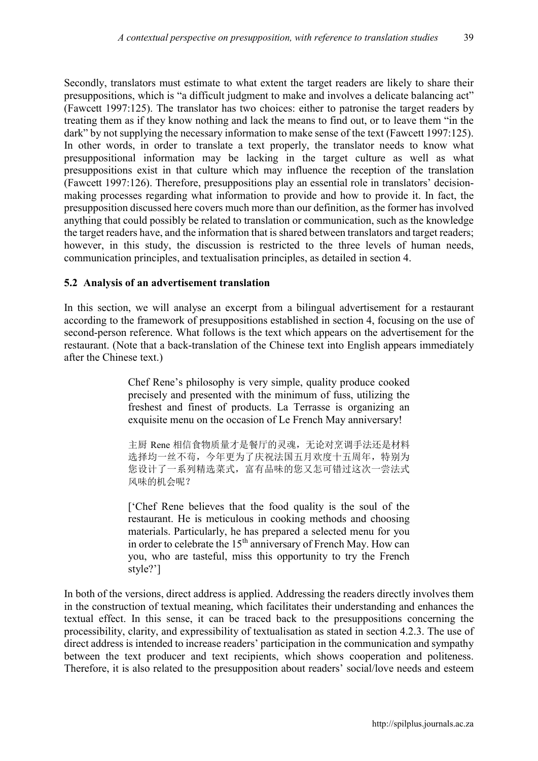Secondly, translators must estimate to what extent the target readers are likely to share their presuppositions, which is "a difficult judgment to make and involves a delicate balancing act" (Fawcett 1997:125). The translator has two choices: either to patronise the target readers by treating them as if they know nothing and lack the means to find out, or to leave them "in the dark" by not supplying the necessary information to make sense of the text (Fawcett 1997:125). In other words, in order to translate a text properly, the translator needs to know what presuppositional information may be lacking in the target culture as well as what presuppositions exist in that culture which may influence the reception of the translation (Fawcett 1997:126). Therefore, presuppositions play an essential role in translators' decision-making processes regarding what information to provide and how to provide it. In fact, the presupposition discussed here covers much more than our definition, as the former has involved anything that could possibly be related to translation or communication, such as the knowledge the target readers have, and the information that is shared between translators and target readers; however, in this study, the discussion is restricted to the three levels of human needs, communication principles, and textualisation principles, as detailed in section 4.

### 5.2 Analysis of an advertisement translation

In this section, we will analyse an excerpt from a bilingual advertisement for a restaurant according to the framework of presuppositions established in section 4, focusing on the use of second-person reference. What follows is the text which appears on the advertisement for the restaurant. (Note that a back-translation of the Chinese text into English appears immediately after the Chinese text.)

> Chef Rene's philosophy is very simple, quality produce cooked precisely and presented with the minimum of fuss, utilizing the freshest and finest of products. La Terrasse is organizing an exquisite menu on the occasion of Le French May anniversary!
>
> 主厨 Rene 相信食物质量才是餐厅的灵魂，无论对烹调手法还是材料选择均一丝不苟，今年更为了庆祝法国五月欢度十五周年，特别为您设计了一系列精选菜式，富有品味的您又怎可错过这次一尝法式风味的机会呢？
>
> ['Chef Rene believes that the food quality is the soul of the restaurant. He is meticulous in cooking methods and choosing materials. Particularly, he has prepared a selected menu for you in order to celebrate the 15th anniversary of French May. How can you, who are tasteful, miss this opportunity to try the French style?']

In both of the versions, direct address is applied. Addressing the readers directly involves them in the construction of textual meaning, which facilitates their understanding and enhances the textual effect. In this sense, it can be traced back to the presuppositions concerning the processibility, clarity, and expressibility of textualisation as stated in section 4.2.3. The use of direct address is intended to increase readers' participation in the communication and sympathy between the text producer and text recipients, which shows cooperation and politeness. Therefore, it is also related to the presupposition about readers' social/love needs and esteem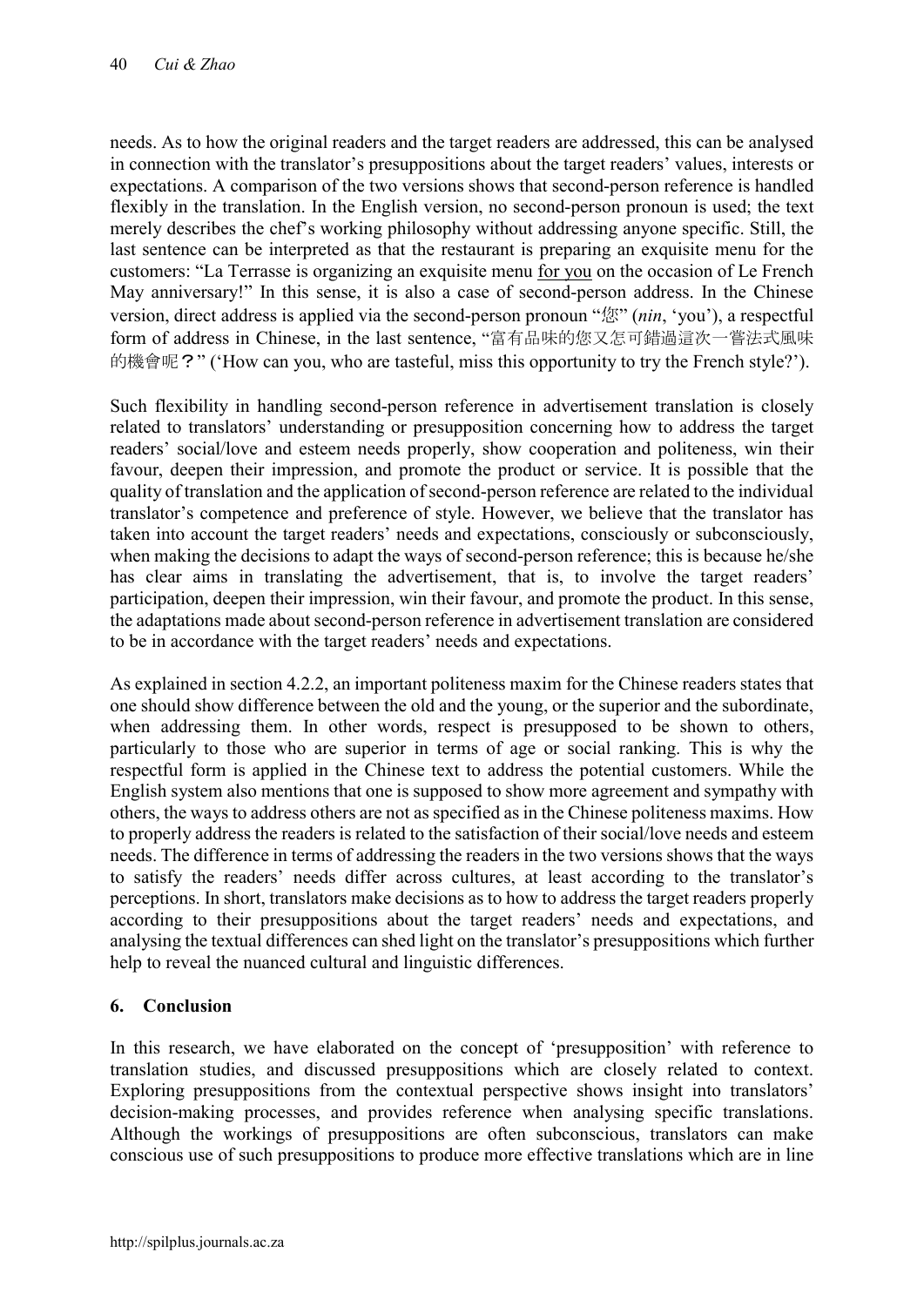needs. As to how the original readers and the target readers are addressed, this can be analysed in connection with the translator's presuppositions about the target readers' values, interests or expectations. A comparison of the two versions shows that second-person reference is handled flexibly in the translation. In the English version, no second-person pronoun is used; the text merely describes the chef's working philosophy without addressing anyone specific. Still, the last sentence can be interpreted as that the restaurant is preparing an exquisite menu for the customers: "La Terrasse is organizing an exquisite menu for you on the occasion of Le French May anniversary!" In this sense, it is also a case of second-person address. In the Chinese version, direct address is applied via the second-person pronoun "您" (*nin*, 'you'), a respectful form of address in Chinese, in the last sentence, "富有品味的您又怎可錯過這次一嘗法式風味的機會呢？" ('How can you, who are tasteful, miss this opportunity to try the French style?').

Such flexibility in handling second-person reference in advertisement translation is closely related to translators' understanding or presupposition concerning how to address the target readers' social/love and esteem needs properly, show cooperation and politeness, win their favour, deepen their impression, and promote the product or service. It is possible that the quality of translation and the application of second-person reference are related to the individual translator's competence and preference of style. However, we believe that the translator has taken into account the target readers' needs and expectations, consciously or subconsciously, when making the decisions to adapt the ways of second-person reference; this is because he/she has clear aims in translating the advertisement, that is, to involve the target readers' participation, deepen their impression, win their favour, and promote the product. In this sense, the adaptations made about second-person reference in advertisement translation are considered to be in accordance with the target readers' needs and expectations.

As explained in section 4.2.2, an important politeness maxim for the Chinese readers states that one should show difference between the old and the young, or the superior and the subordinate, when addressing them. In other words, respect is presupposed to be shown to others, particularly to those who are superior in terms of age or social ranking. This is why the respectful form is applied in the Chinese text to address the potential customers. While the English system also mentions that one is supposed to show more agreement and sympathy with others, the ways to address others are not as specified as in the Chinese politeness maxims. How to properly address the readers is related to the satisfaction of their social/love needs and esteem needs. The difference in terms of addressing the readers in the two versions shows that the ways to satisfy the readers' needs differ across cultures, at least according to the translator's perceptions. In short, translators make decisions as to how to address the target readers properly according to their presuppositions about the target readers' needs and expectations, and analysing the textual differences can shed light on the translator's presuppositions which further help to reveal the nuanced cultural and linguistic differences.

## 6. Conclusion

In this research, we have elaborated on the concept of 'presupposition' with reference to translation studies, and discussed presuppositions which are closely related to context. Exploring presuppositions from the contextual perspective shows insight into translators' decision-making processes, and provides reference when analysing specific translations. Although the workings of presuppositions are often subconscious, translators can make conscious use of such presuppositions to produce more effective translations which are in line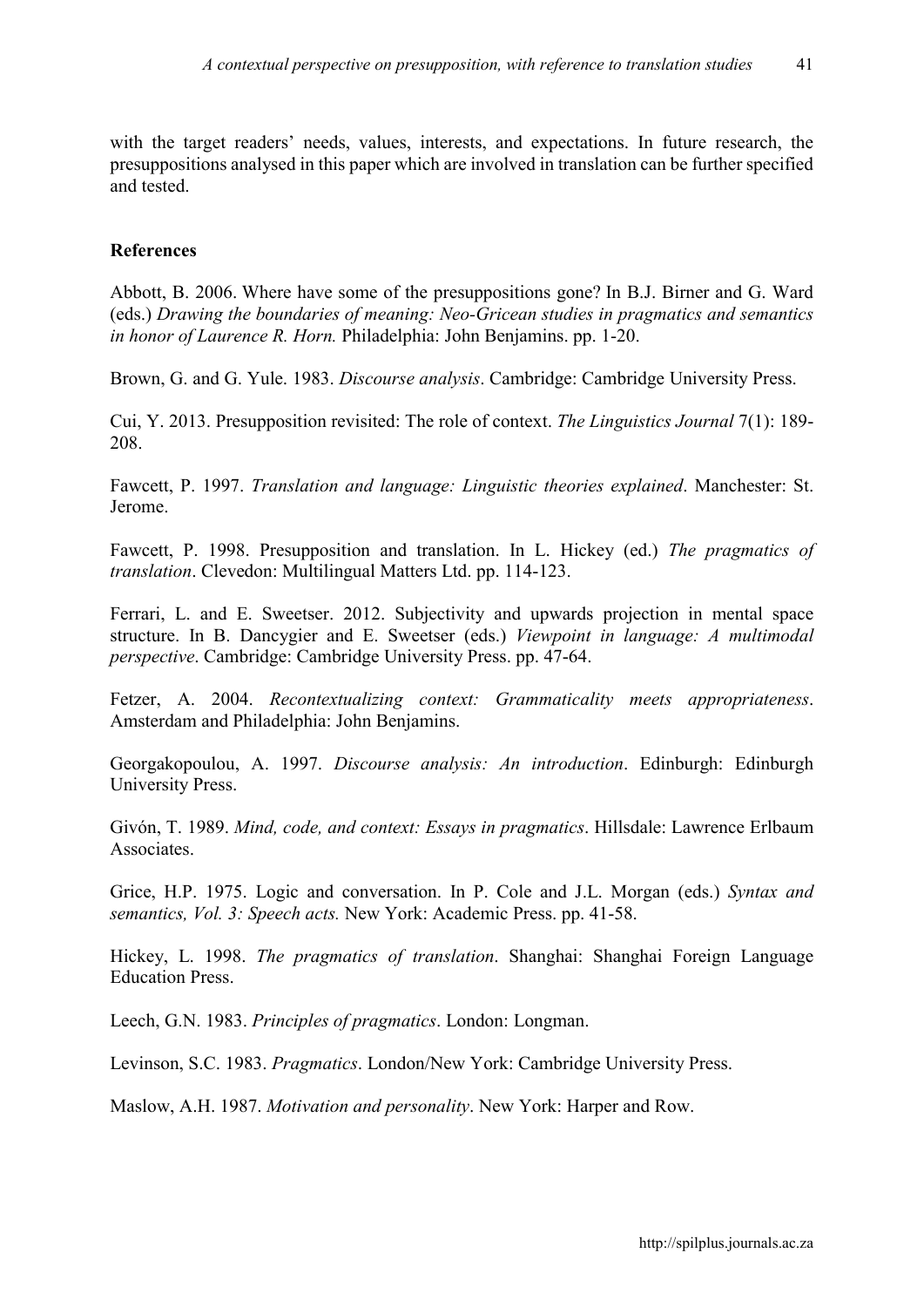with the target readers' needs, values, interests, and expectations. In future research, the presuppositions analysed in this paper which are involved in translation can be further specified and tested.

## References

Abbott, B. 2006. Where have some of the presuppositions gone? In B.J. Birner and G. Ward (eds.) *Drawing the boundaries of meaning: Neo-Gricean studies in pragmatics and semantics in honor of Laurence R. Horn.* Philadelphia: John Benjamins. pp. 1-20.

Brown, G. and G. Yule. 1983. *Discourse analysis*. Cambridge: Cambridge University Press.

Cui, Y. 2013. Presupposition revisited: The role of context. *The Linguistics Journal* 7(1): 189-208.

Fawcett, P. 1997. *Translation and language: Linguistic theories explained*. Manchester: St. Jerome.

Fawcett, P. 1998. Presupposition and translation. In L. Hickey (ed.) *The pragmatics of translation*. Clevedon: Multilingual Matters Ltd. pp. 114-123.

Ferrari, L. and E. Sweetser. 2012. Subjectivity and upwards projection in mental space structure. In B. Dancygier and E. Sweetser (eds.) *Viewpoint in language: A multimodal perspective*. Cambridge: Cambridge University Press. pp. 47-64.

Fetzer, A. 2004. *Recontextualizing context: Grammaticality meets appropriateness*. Amsterdam and Philadelphia: John Benjamins.

Georgakopoulou, A. 1997. *Discourse analysis: An introduction*. Edinburgh: Edinburgh University Press.

Givón, T. 1989. *Mind, code, and context: Essays in pragmatics*. Hillsdale: Lawrence Erlbaum Associates.

Grice, H.P. 1975. Logic and conversation. In P. Cole and J.L. Morgan (eds.) *Syntax and semantics, Vol. 3: Speech acts.* New York: Academic Press. pp. 41-58.

Hickey, L. 1998. *The pragmatics of translation*. Shanghai: Shanghai Foreign Language Education Press.

Leech, G.N. 1983. *Principles of pragmatics*. London: Longman.

Levinson, S.C. 1983. *Pragmatics*. London/New York: Cambridge University Press.

Maslow, A.H. 1987. *Motivation and personality*. New York: Harper and Row.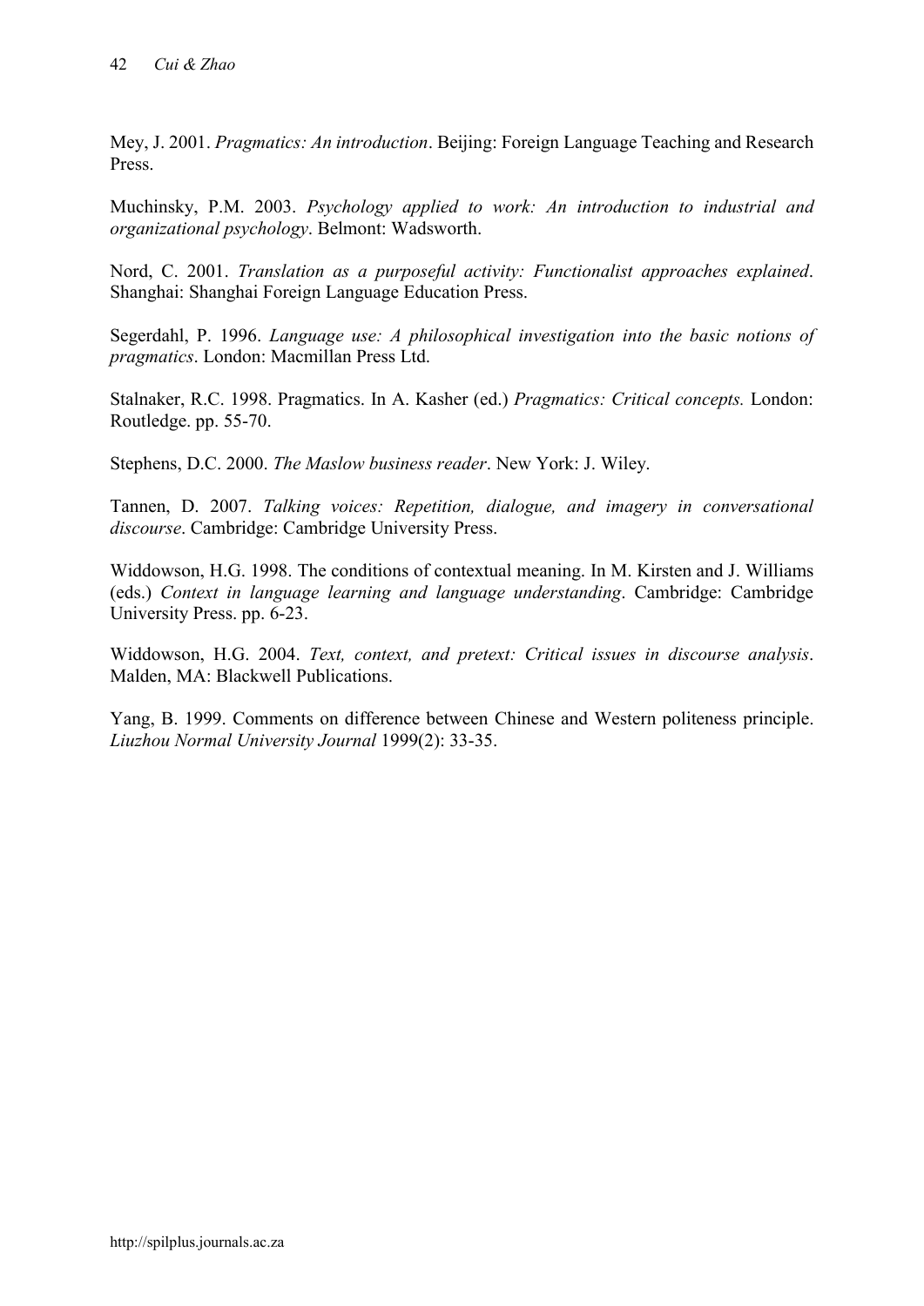Mey, J. 2001. *Pragmatics: An introduction*. Beijing: Foreign Language Teaching and Research Press.

Muchinsky, P.M. 2003. *Psychology applied to work: An introduction to industrial and organizational psychology*. Belmont: Wadsworth.

Nord, C. 2001. *Translation as a purposeful activity: Functionalist approaches explained*. Shanghai: Shanghai Foreign Language Education Press.

Segerdahl, P. 1996. *Language use: A philosophical investigation into the basic notions of pragmatics*. London: Macmillan Press Ltd.

Stalnaker, R.C. 1998. Pragmatics. In A. Kasher (ed.) *Pragmatics: Critical concepts.* London: Routledge. pp. 55-70.

Stephens, D.C. 2000. *The Maslow business reader*. New York: J. Wiley.

Tannen, D. 2007. *Talking voices: Repetition, dialogue, and imagery in conversational discourse*. Cambridge: Cambridge University Press.

Widdowson, H.G. 1998. The conditions of contextual meaning. In M. Kirsten and J. Williams (eds.) *Context in language learning and language understanding*. Cambridge: Cambridge University Press. pp. 6-23.

Widdowson, H.G. 2004. *Text, context, and pretext: Critical issues in discourse analysis*. Malden, MA: Blackwell Publications.

Yang, B. 1999. Comments on difference between Chinese and Western politeness principle. *Liuzhou Normal University Journal* 1999(2): 33-35.